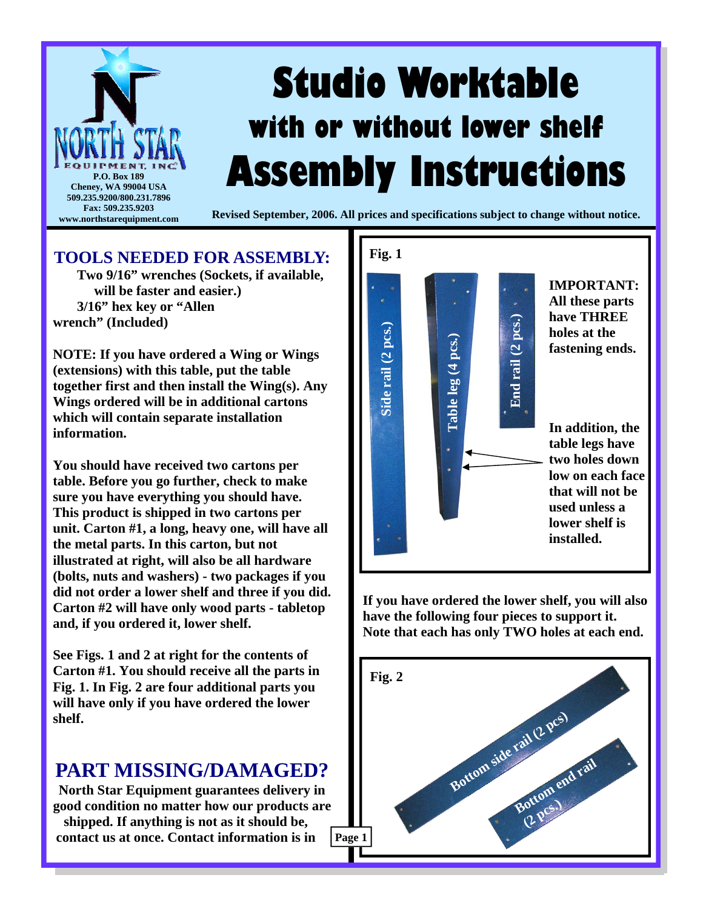NORTH STAR EQUIPMENT, INC.
P.O. Box 189
Cheney, WA 99004 USA
509.235.9200/800.231.7896
Fax: 509.235.9203
www.northstarequipment.com

# Studio Worktable
## with or without lower shelf
# Assembly Instructions

Revised September, 2006. All prices and specifications subject to change without notice.

## TOOLS NEEDED FOR ASSEMBLY:

**Two 9/16" wrenches (Sockets, if available, will be faster and easier.)**
**3/16" hex key or "Allen wrench" (Included)**

**NOTE: If you have ordered a Wing or Wings (extensions) with this table, put the table together first and then install the Wing(s). Any Wings ordered will be in additional cartons which will contain separate installation information.**

**You should have received two cartons per table. Before you go further, check to make sure you have everything you should have. This product is shipped in two cartons per unit. Carton #1, a long, heavy one, will have all the metal parts. In this carton, but not illustrated at right, will also be all hardware (bolts, nuts and washers) - two packages if you did not order a lower shelf and three if you did. Carton #2 will have only wood parts - tabletop and, if you ordered it, lower shelf.**

**See Figs. 1 and 2 at right for the contents of Carton #1. You should receive all the parts in Fig. 1. In Fig. 2 are four additional parts you will have only if you have ordered the lower shelf.**

## PART MISSING/DAMAGED?

**North Star Equipment guarantees delivery in good condition no matter how our products are shipped. If anything is not as it should be, contact us at once. Contact information is in**

**Fig. 1**

Side rail (2 pcs.) — Table leg (4 pcs.) — End rail (2 pcs.)

**IMPORTANT: All these parts have THREE holes at the fastening ends.**

**In addition, the table legs have two holes down low on each face that will not be used unless a lower shelf is installed.**

**If you have ordered the lower shelf, you will also have the following four pieces to support it. Note that each has only TWO holes at each end.**

**Fig. 2**

Bottom side rail (2 pcs) — Bottom end rail (2 pcs.)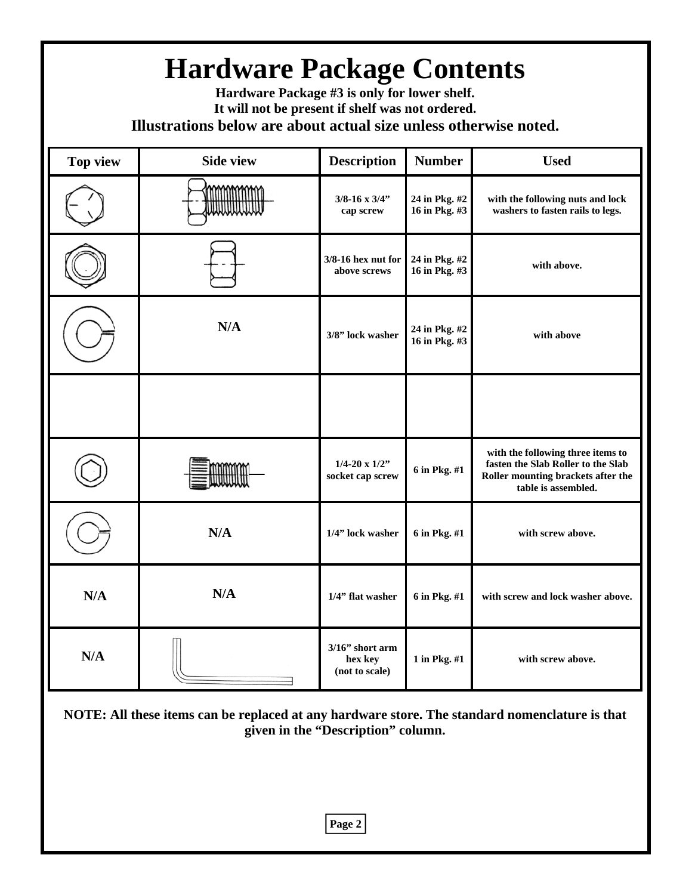# Hardware Package Contents

**Hardware Package #3 is only for lower shelf.**
**It will not be present if shelf was not ordered.**
**Illustrations below are about actual size unless otherwise noted.**

| Top view | Side view | Description | Number | Used |
|---|---|---|---|---|
| | | 3/8-16 x 3/4" cap screw | 24 in Pkg. #2<br>16 in Pkg. #3 | with the following nuts and lock washers to fasten rails to legs. |
| | | 3/8-16 hex nut for above screws | 24 in Pkg. #2<br>16 in Pkg. #3 | with above. |
| | N/A | 3/8" lock washer | 24 in Pkg. #2<br>16 in Pkg. #3 | with above |
| | | | | |
| | | 1/4-20 x 1/2" socket cap screw | 6 in Pkg. #1 | with the following three items to fasten the Slab Roller to the Slab Roller mounting brackets after the table is assembled. |
| | N/A | 1/4" lock washer | 6 in Pkg. #1 | with screw above. |
| N/A | N/A | 1/4" flat washer | 6 in Pkg. #1 | with screw and lock washer above. |
| N/A | | 3/16" short arm hex key (not to scale) | 1 in Pkg. #1 | with screw above. |

**NOTE: All these items can be replaced at any hardware store. The standard nomenclature is that given in the "Description" column.**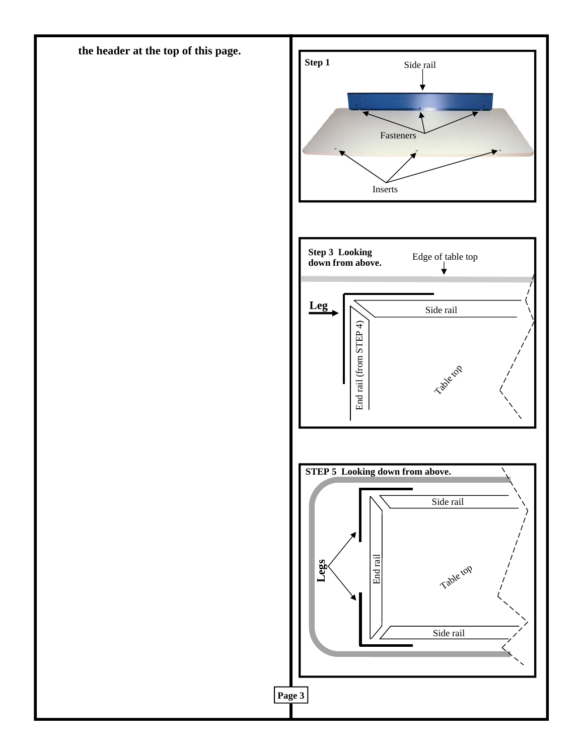**the header at the top of this page.**

**Step 1**

Side rail

Fasteners

Inserts

**Step 3 Looking down from above.**

Edge of table top

**Leg**

Side rail

End rail (from STEP 4)

Table top

**STEP 5 Looking down from above.**

Side rail

**Legs**

End rail

Table top

Side rail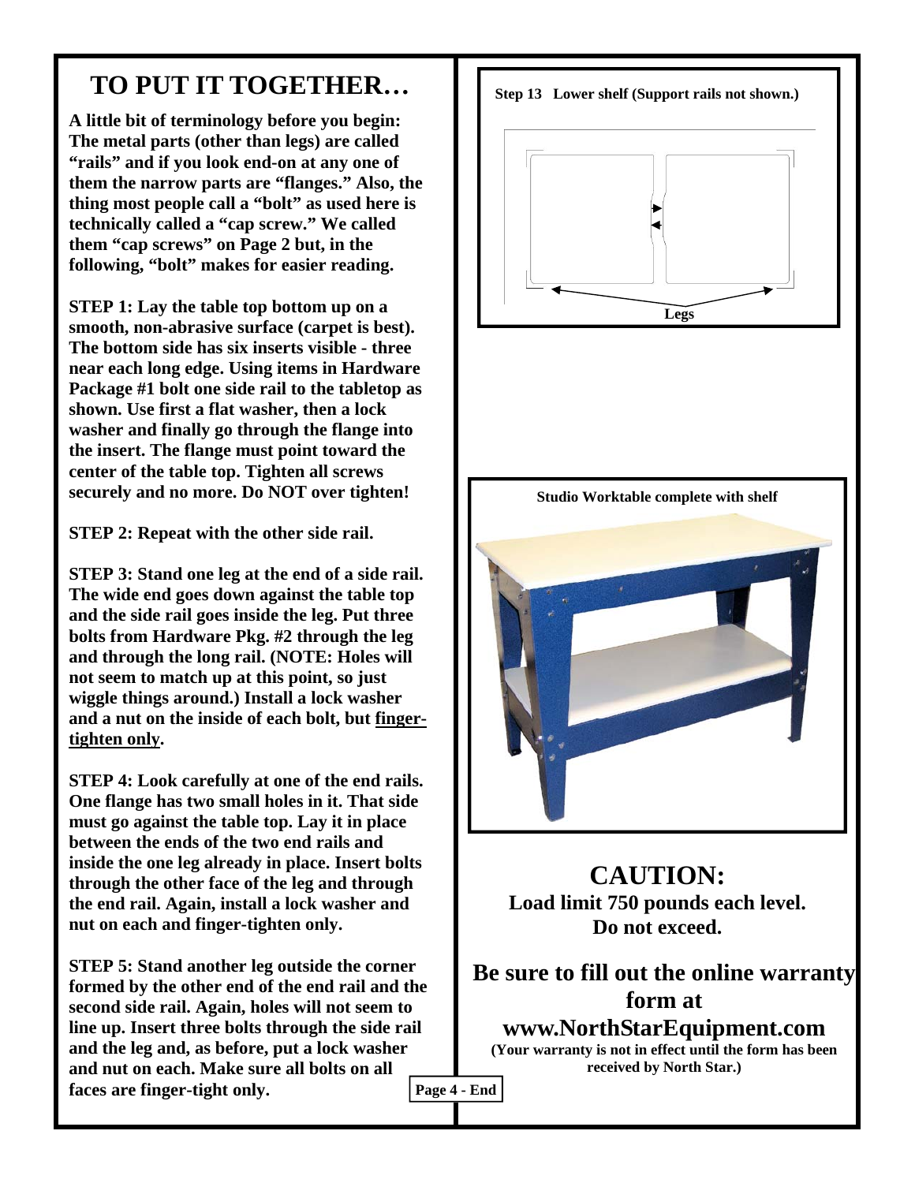# TO PUT IT TOGETHER…

**A little bit of terminology before you begin: The metal parts (other than legs) are called "rails" and if you look end-on at any one of them the narrow parts are "flanges." Also, the thing most people call a "bolt" as used here is technically called a "cap screw." We called them "cap screws" on Page 2 but, in the following, "bolt" makes for easier reading.**

**STEP 1: Lay the table top bottom up on a smooth, non-abrasive surface (carpet is best). The bottom side has six inserts visible - three near each long edge. Using items in Hardware Package #1 bolt one side rail to the tabletop as shown. Use first a flat washer, then a lock washer and finally go through the flange into the insert. The flange must point toward the center of the table top. Tighten all screws securely and no more. Do NOT over tighten!**

**STEP 2: Repeat with the other side rail.**

**STEP 3: Stand one leg at the end of a side rail. The wide end goes down against the table top and the side rail goes inside the leg. Put three bolts from Hardware Pkg. #2 through the leg and through the long rail. (NOTE: Holes will not seem to match up at this point, so just wiggle things around.) Install a lock washer and a nut on the inside of each bolt, but finger-tighten only.**

**STEP 4: Look carefully at one of the end rails. One flange has two small holes in it. That side must go against the table top. Lay it in place between the ends of the two end rails and inside the one leg already in place. Insert bolts through the other face of the leg and through the end rail. Again, install a lock washer and nut on each and finger-tighten only.**

**STEP 5: Stand another leg outside the corner formed by the other end of the end rail and the second side rail. Again, holes will not seem to line up. Insert three bolts through the side rail and the leg and, as before, put a lock washer and nut on each. Make sure all bolts on all faces are finger-tight only.**

**Step 13 Lower shelf (Support rails not shown.)**

Legs

**Studio Worktable complete with shelf**

## CAUTION:

**Load limit 750 pounds each level. Do not exceed.**

**Be sure to fill out the online warranty form at www.NorthStarEquipment.com**

**(Your warranty is not in effect until the form has been received by North Star.)**

**Page 4 - End**